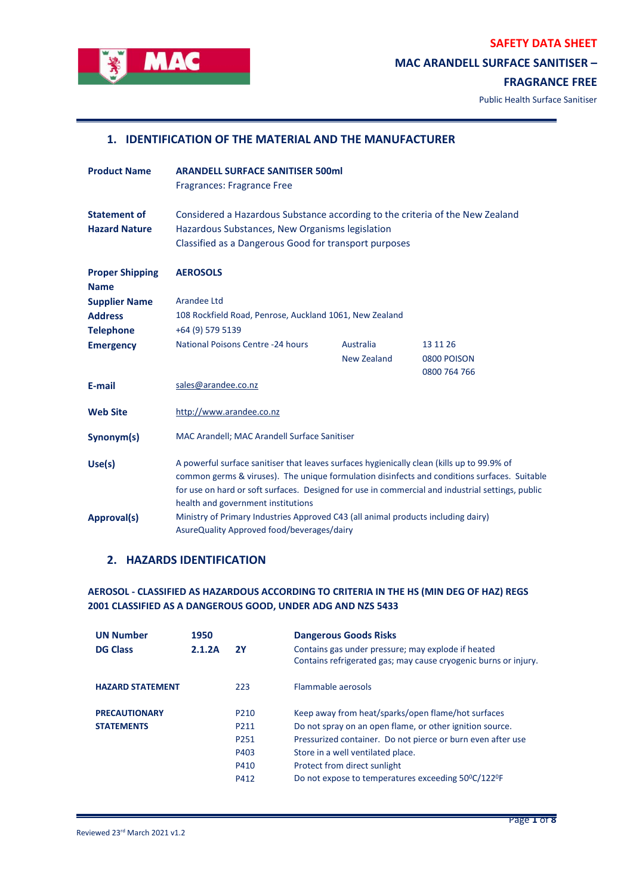**SAFETY DATA SHEET**

**MAC ARANDELL SURFACE SANITISER – FRAGRANCE FREE**

Public Health Surface Sanitiser

## 1. IDENTIFICATION OF THE MATERIAL AND THE MANUFACTURER

| | | | |
|---|---|---|---|
| **Product Name** | **ARANDELL SURFACE SANITISER 500ml**<br>Fragrances: Fragrance Free | | |
| **Statement of Hazard Nature** | Considered a Hazardous Substance according to the criteria of the New Zealand Hazardous Substances, New Organisms legislation<br>Classified as a Dangerous Good for transport purposes | | |
| **Proper Shipping Name** | **AEROSOLS** | | |
| **Supplier Name** | Arandee Ltd | | |
| **Address** | 108 Rockfield Road, Penrose, Auckland 1061, New Zealand | | |
| **Telephone** | +64 (9) 579 5139 | | |
| **Emergency** | National Poisons Centre -24 hours | Australia<br>New Zealand | 13 11 26<br>0800 POISON<br>0800 764 766 |
| **E-mail** | sales@arandee.co.nz | | |
| **Web Site** | http://www.arandee.co.nz | | |
| **Synonym(s)** | MAC Arandell; MAC Arandell Surface Sanitiser | | |
| **Use(s)** | A powerful surface sanitiser that leaves surfaces hygienically clean (kills up to 99.9% of common germs & viruses). The unique formulation disinfects and conditions surfaces. Suitable for use on hard or soft surfaces. Designed for use in commercial and industrial settings, public health and government institutions | | |
| **Approval(s)** | Ministry of Primary Industries Approved C43 (all animal products including dairy)<br>AsureQuality Approved food/beverages/dairy | | |

## 2. HAZARDS IDENTIFICATION

**AEROSOL - CLASSIFIED AS HAZARDOUS ACCORDING TO CRITERIA IN THE HS (MIN DEG OF HAZ) REGS 2001 CLASSIFIED AS A DANGEROUS GOOD, UNDER ADG AND NZS 5433**

| | | | |
|---|---|---|---|
| **UN Number** | **1950** | | **Dangerous Goods Risks** |
| **DG Class** | **2.1.2A** | **2Y** | Contains gas under pressure; may explode if heated<br>Contains refrigerated gas; may cause cryogenic burns or injury. |
| **HAZARD STATEMENT** | | 223 | Flammable aerosols |
| **PRECAUTIONARY STATEMENTS** | | P210 | Keep away from heat/sparks/open flame/hot surfaces |
| | | P211 | Do not spray on an open flame, or other ignition source. |
| | | P251 | Pressurized container. Do not pierce or burn even after use |
| | | P403 | Store in a well ventilated place. |
| | | P410 | Protect from direct sunlight |
| | | P412 | Do not expose to temperatures exceeding 50$^0$C/122$^0$F |

Reviewed 23rd March 2021 v1.2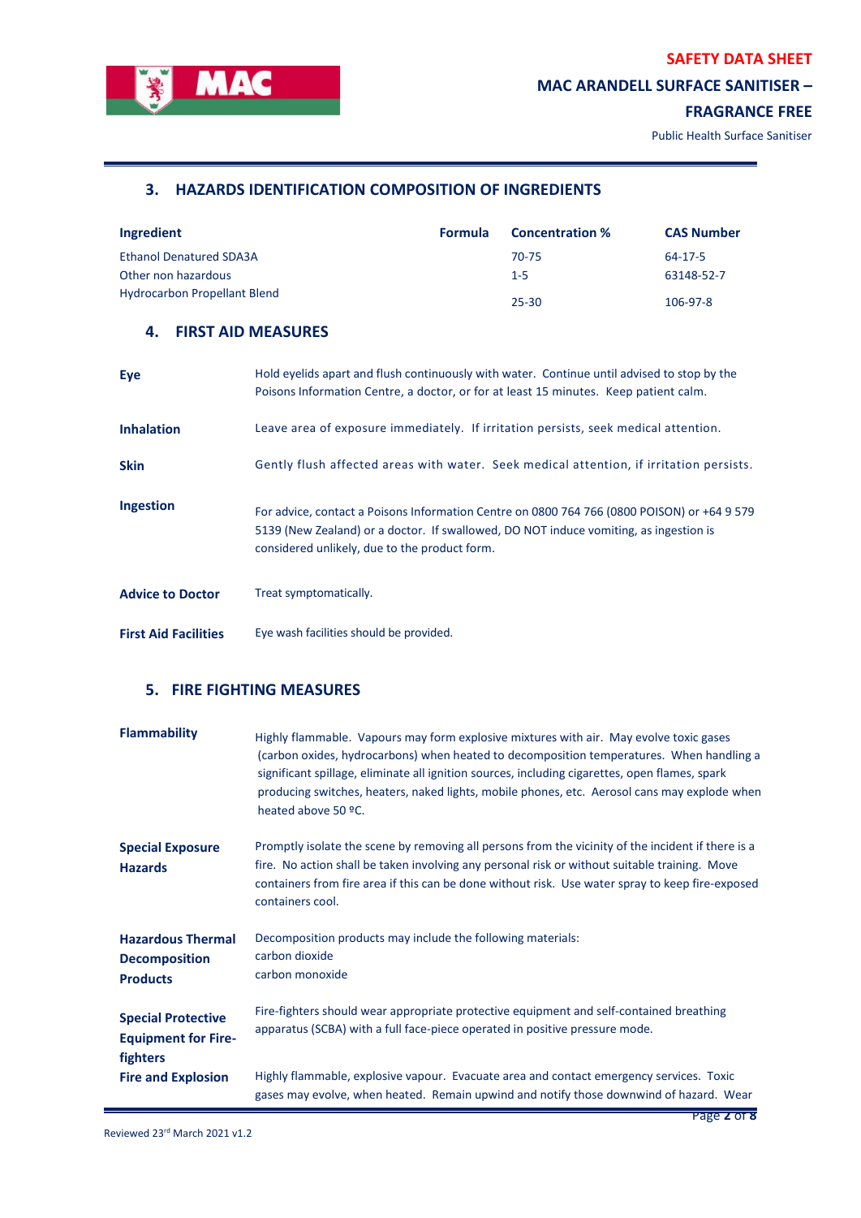## 3. HAZARDS IDENTIFICATION COMPOSITION OF INGREDIENTS

| Ingredient | Formula | Concentration % | CAS Number |
|---|---|---|---|
| Ethanol Denatured SDA3A | | 70-75 | 64-17-5 |
| Other non hazardous | | 1-5 | 63148-52-7 |
| Hydrocarbon Propellant Blend | | 25-30 | 106-97-8 |

## 4. FIRST AID MEASURES

**Eye**
Hold eyelids apart and flush continuously with water. Continue until advised to stop by the Poisons Information Centre, a doctor, or for at least 15 minutes. Keep patient calm.

**Inhalation**
Leave area of exposure immediately. If irritation persists, seek medical attention.

**Skin**
Gently flush affected areas with water. Seek medical attention, if irritation persists.

**Ingestion**
For advice, contact a Poisons Information Centre on 0800 764 766 (0800 POISON) or +64 9 579 5139 (New Zealand) or a doctor. If swallowed, DO NOT induce vomiting, as ingestion is considered unlikely, due to the product form.

**Advice to Doctor**
Treat symptomatically.

**First Aid Facilities**
Eye wash facilities should be provided.

## 5. FIRE FIGHTING MEASURES

**Flammability**
Highly flammable. Vapours may form explosive mixtures with air. May evolve toxic gases (carbon oxides, hydrocarbons) when heated to decomposition temperatures. When handling a significant spillage, eliminate all ignition sources, including cigarettes, open flames, spark producing switches, heaters, naked lights, mobile phones, etc. Aerosol cans may explode when heated above 50 ºC.

**Special Exposure Hazards**
Promptly isolate the scene by removing all persons from the vicinity of the incident if there is a fire. No action shall be taken involving any personal risk or without suitable training. Move containers from fire area if this can be done without risk. Use water spray to keep fire-exposed containers cool.

**Hazardous Thermal Decomposition Products**
Decomposition products may include the following materials:
carbon dioxide
carbon monoxide

**Special Protective Equipment for Fire-fighters**
Fire-fighters should wear appropriate protective equipment and self-contained breathing apparatus (SCBA) with a full face-piece operated in positive pressure mode.

**Fire and Explosion**
Highly flammable, explosive vapour. Evacuate area and contact emergency services. Toxic gases may evolve, when heated. Remain upwind and notify those downwind of hazard. Wear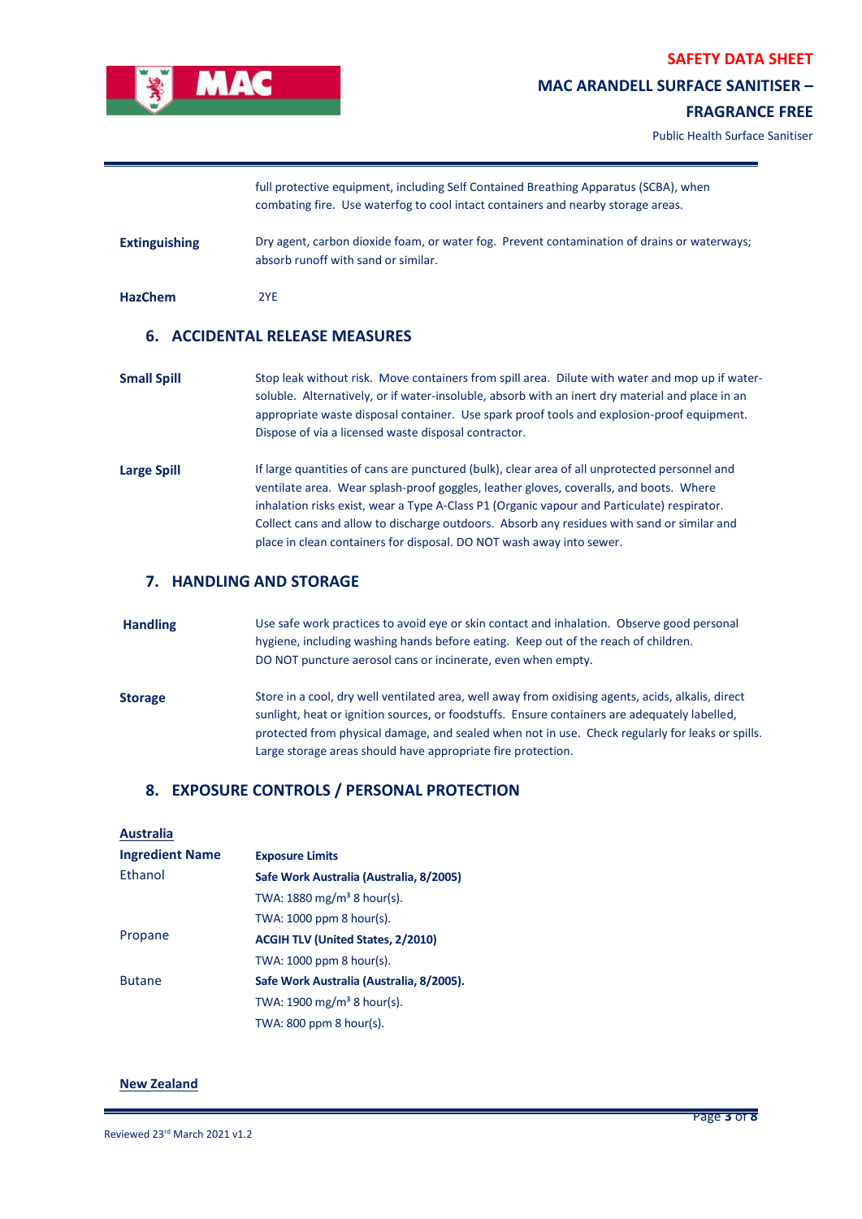| | |
|---|---|
| | full protective equipment, including Self Contained Breathing Apparatus (SCBA), when combating fire. Use waterfog to cool intact containers and nearby storage areas. |
| **Extinguishing** | Dry agent, carbon dioxide foam, or water fog. Prevent contamination of drains or waterways; absorb runoff with sand or similar. |
| **HazChem** | 2YE |

## 6. ACCIDENTAL RELEASE MEASURES

| | |
|---|---|
| **Small Spill** | Stop leak without risk. Move containers from spill area. Dilute with water and mop up if water-soluble. Alternatively, or if water-insoluble, absorb with an inert dry material and place in an appropriate waste disposal container. Use spark proof tools and explosion-proof equipment. Dispose of via a licensed waste disposal contractor. |
| **Large Spill** | If large quantities of cans are punctured (bulk), clear area of all unprotected personnel and ventilate area. Wear splash-proof goggles, leather gloves, coveralls, and boots. Where inhalation risks exist, wear a Type A-Class P1 (Organic vapour and Particulate) respirator. Collect cans and allow to discharge outdoors. Absorb any residues with sand or similar and place in clean containers for disposal. DO NOT wash away into sewer. |

## 7. HANDLING AND STORAGE

| | |
|---|---|
| **Handling** | Use safe work practices to avoid eye or skin contact and inhalation. Observe good personal hygiene, including washing hands before eating. Keep out of the reach of children. DO NOT puncture aerosol cans or incinerate, even when empty. |
| **Storage** | Store in a cool, dry well ventilated area, well away from oxidising agents, acids, alkalis, direct sunlight, heat or ignition sources, or foodstuffs. Ensure containers are adequately labelled, protected from physical damage, and sealed when not in use. Check regularly for leaks or spills. Large storage areas should have appropriate fire protection. |

## 8. EXPOSURE CONTROLS / PERSONAL PROTECTION

**Australia**

| Ingredient Name | Exposure Limits |
|---|---|
| Ethanol | **Safe Work Australia (Australia, 8/2005)** |
| | TWA: 1880 mg/m³ 8 hour(s). |
| | TWA: 1000 ppm 8 hour(s). |
| Propane | **ACGIH TLV (United States, 2/2010)** |
| | TWA: 1000 ppm 8 hour(s). |
| Butane | **Safe Work Australia (Australia, 8/2005).** |
| | TWA: 1900 mg/m³ 8 hour(s). |
| | TWA: 800 ppm 8 hour(s). |

**New Zealand**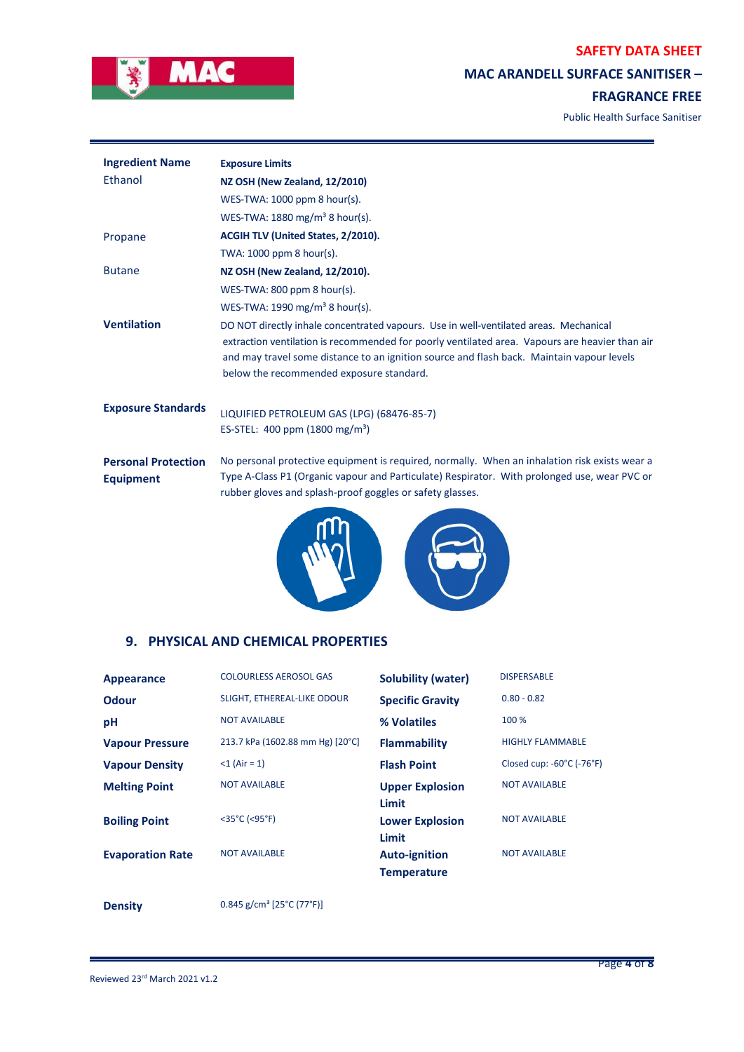| Ingredient Name | Exposure Limits |
|---|---|
| Ethanol | **NZ OSH (New Zealand, 12/2010)** |
| | WES-TWA: 1000 ppm 8 hour(s). |
| | WES-TWA: 1880 mg/m³ 8 hour(s). |
| Propane | **ACGIH TLV (United States, 2/2010).** |
| | TWA: 1000 ppm 8 hour(s). |
| Butane | **NZ OSH (New Zealand, 12/2010).** |
| | WES-TWA: 800 ppm 8 hour(s). |
| | WES-TWA: 1990 mg/m³ 8 hour(s). |

**Ventilation**

DO NOT directly inhale concentrated vapours. Use in well-ventilated areas. Mechanical extraction ventilation is recommended for poorly ventilated area. Vapours are heavier than air and may travel some distance to an ignition source and flash back. Maintain vapour levels below the recommended exposure standard.

**Exposure Standards**

LIQUIFIED PETROLEUM GAS (LPG) (68476-85-7)
ES-STEL: 400 ppm (1800 mg/m³)

**Personal Protection Equipment**

No personal protective equipment is required, normally. When an inhalation risk exists wear a Type A-Class P1 (Organic vapour and Particulate) Respirator. With prolonged use, wear PVC or rubber gloves and splash-proof goggles or safety glasses.

## 9. PHYSICAL AND CHEMICAL PROPERTIES

| Property | Value | Property | Value |
|---|---|---|---|
| **Appearance** | COLOURLESS AEROSOL GAS | **Solubility (water)** | DISPERSABLE |
| **Odour** | SLIGHT, ETHEREAL-LIKE ODOUR | **Specific Gravity** | 0.80 - 0.82 |
| **pH** | NOT AVAILABLE | **% Volatiles** | 100 % |
| **Vapour Pressure** | 213.7 kPa (1602.88 mm Hg) [20°C] | **Flammability** | HIGHLY FLAMMABLE |
| **Vapour Density** | <1 (Air = 1) | **Flash Point** | Closed cup: -60°C (-76°F) |
| **Melting Point** | NOT AVAILABLE | **Upper Explosion Limit** | NOT AVAILABLE |
| **Boiling Point** | <35°C (<95°F) | **Lower Explosion Limit** | NOT AVAILABLE |
| **Evaporation Rate** | NOT AVAILABLE | **Auto-ignition Temperature** | NOT AVAILABLE |
| **Density** | 0.845 g/cm³ [25°C (77°F)] | | |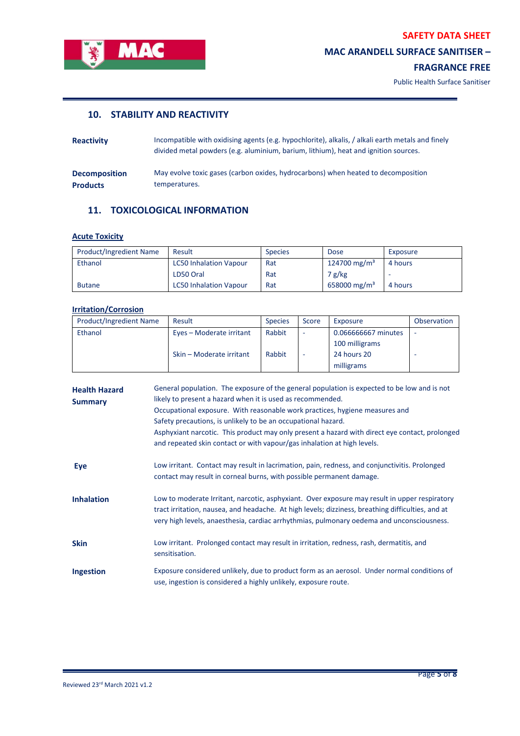## 10. STABILITY AND REACTIVITY

**Reactivity**
Incompatible with oxidising agents (e.g. hypochlorite), alkalis, / alkali earth metals and finely divided metal powders (e.g. aluminium, barium, lithium), heat and ignition sources.

**Decomposition Products**
May evolve toxic gases (carbon oxides, hydrocarbons) when heated to decomposition temperatures.

## 11. TOXICOLOGICAL INFORMATION

**Acute Toxicity**

| Product/Ingredient Name | Result | Species | Dose | Exposure |
|---|---|---|---|---|
| Ethanol | LC50 Inhalation Vapour | Rat | 124700 mg/m³ | 4 hours |
| | LD50 Oral | Rat | 7 g/kg | - |
| Butane | LC50 Inhalation Vapour | Rat | 658000 mg/m³ | 4 hours |

**Irritation/Corrosion**

| Product/Ingredient Name | Result | Species | Score | Exposure | Observation |
|---|---|---|---|---|---|
| Ethanol | Eyes – Moderate irritant | Rabbit | - | 0.066666667 minutes 100 milligrams | - |
| | Skin – Moderate irritant | Rabbit | - | 24 hours 20 milligrams | - |

**Health Hazard Summary**
General population. The exposure of the general population is expected to be low and is not likely to present a hazard when it is used as recommended.
Occupational exposure. With reasonable work practices, hygiene measures and Safety precautions, is unlikely to be an occupational hazard.
Asphyxiant narcotic. This product may only present a hazard with direct eye contact, prolonged and repeated skin contact or with vapour/gas inhalation at high levels.

**Eye**
Low irritant. Contact may result in lacrimation, pain, redness, and conjunctivitis. Prolonged contact may result in corneal burns, with possible permanent damage.

**Inhalation**
Low to moderate Irritant, narcotic, asphyxiant. Over exposure may result in upper respiratory tract irritation, nausea, and headache. At high levels; dizziness, breathing difficulties, and at very high levels, anaesthesia, cardiac arrhythmias, pulmonary oedema and unconsciousness.

**Skin**
Low irritant. Prolonged contact may result in irritation, redness, rash, dermatitis, and sensitisation.

**Ingestion**
Exposure considered unlikely, due to product form as an aerosol. Under normal conditions of use, ingestion is considered a highly unlikely, exposure route.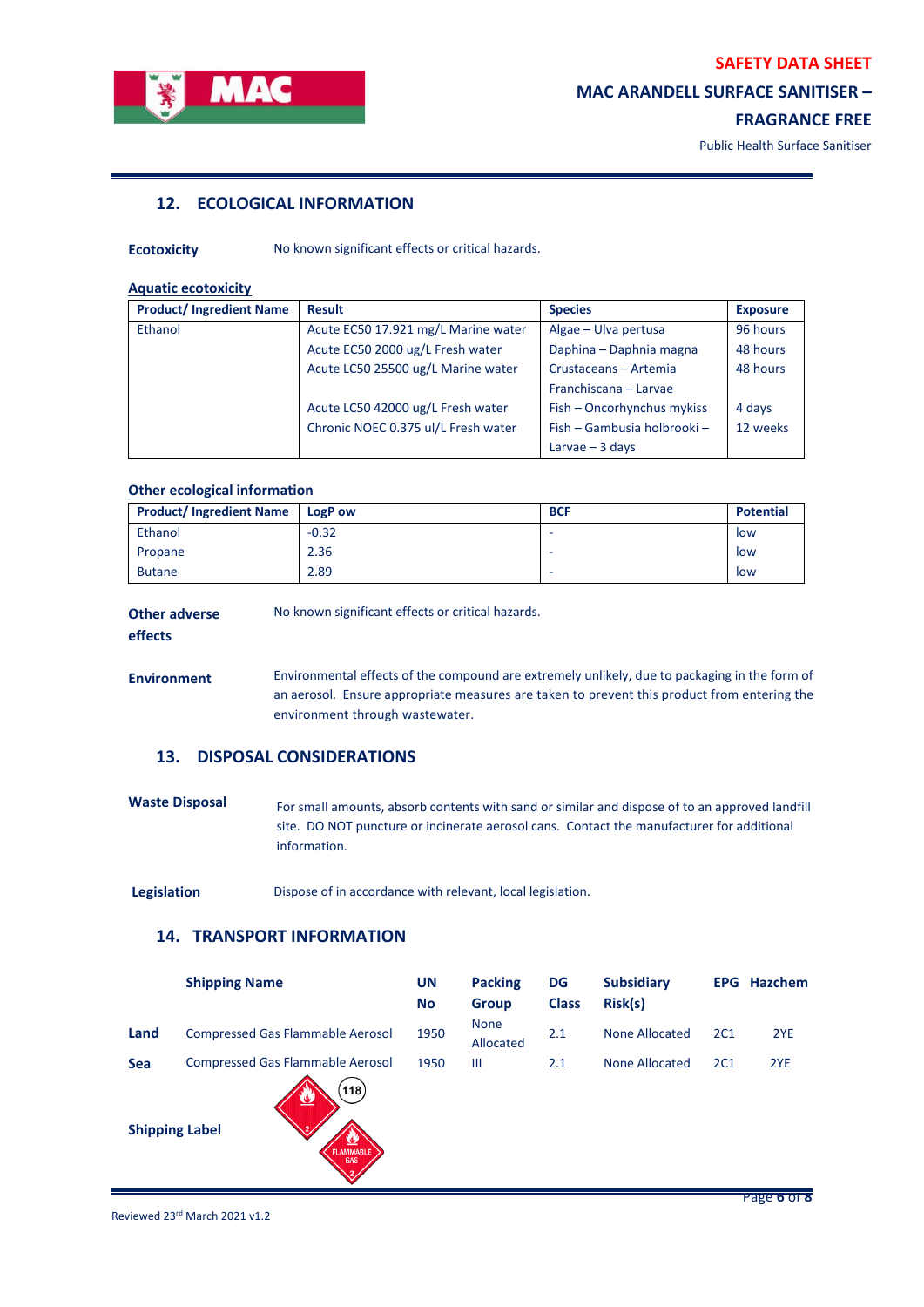## 12. ECOLOGICAL INFORMATION

**Ecotoxicity** No known significant effects or critical hazards.

**Aquatic ecotoxicity**

| Product/ Ingredient Name | Result | Species | Exposure |
|---|---|---|---|
| Ethanol | Acute EC50 17.921 mg/L Marine water | Algae – Ulva pertusa | 96 hours |
| | Acute EC50 2000 ug/L Fresh water | Daphina – Daphnia magna | 48 hours |
| | Acute LC50 25500 ug/L Marine water | Crustaceans – Artemia Franchiscana – Larvae | 48 hours |
| | Acute LC50 42000 ug/L Fresh water | Fish – Oncorhynchus mykiss | 4 days |
| | Chronic NOEC 0.375 ul/L Fresh water | Fish – Gambusia holbrooki – Larvae – 3 days | 12 weeks |

**Other ecological information**

| Product/ Ingredient Name | LogP ow | BCF | Potential |
|---|---|---|---|
| Ethanol | -0.32 | - | low |
| Propane | 2.36 | - | low |
| Butane | 2.89 | - | low |

**Other adverse effects** No known significant effects or critical hazards.

**Environment** Environmental effects of the compound are extremely unlikely, due to packaging in the form of an aerosol. Ensure appropriate measures are taken to prevent this product from entering the environment through wastewater.

## 13. DISPOSAL CONSIDERATIONS

**Waste Disposal** For small amounts, absorb contents with sand or similar and dispose of to an approved landfill site. DO NOT puncture or incinerate aerosol cans. Contact the manufacturer for additional information.

**Legislation** Dispose of in accordance with relevant, local legislation.

## 14. TRANSPORT INFORMATION

| | Shipping Name | UN No | Packing Group | DG Class | Subsidiary Risk(s) | EPG | Hazchem |
|---|---|---|---|---|---|---|---|
| **Land** | Compressed Gas Flammable Aerosol | 1950 | None Allocated | 2.1 | None Allocated | 2C1 | 2YE |
| **Sea** | Compressed Gas Flammable Aerosol | 1950 | III | 2.1 | None Allocated | 2C1 | 2YE |

**Shipping Label**

118

FLAMMABLE GAS

2

Reviewed 23rd March 2021 v1.2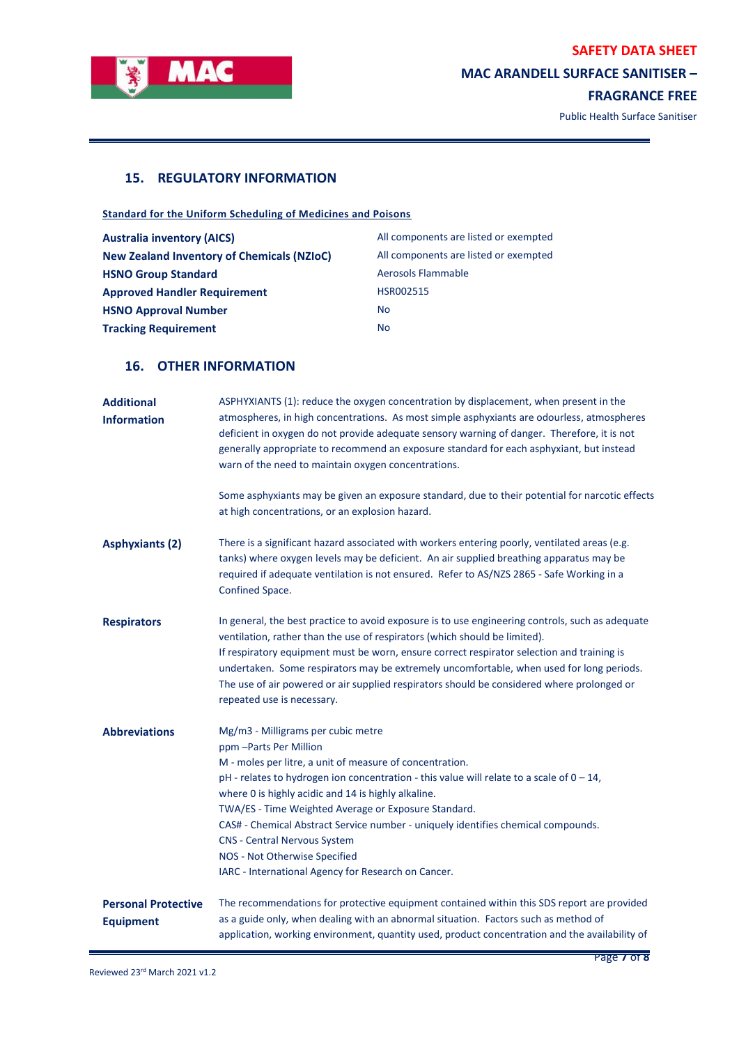## 15. REGULATORY INFORMATION

**Standard for the Uniform Scheduling of Medicines and Poisons**

| | |
|---|---|
| **Australia inventory (AICS)** | All components are listed or exempted |
| **New Zealand Inventory of Chemicals (NZIoC)** | All components are listed or exempted |
| **HSNO Group Standard** | Aerosols Flammable |
| **Approved Handler Requirement** | HSR002515 |
| **HSNO Approval Number** | No |
| **Tracking Requirement** | No |

## 16. OTHER INFORMATION

**Additional Information**

ASPHYXIANTS (1): reduce the oxygen concentration by displacement, when present in the atmospheres, in high concentrations. As most simple asphyxiants are odourless, atmospheres deficient in oxygen do not provide adequate sensory warning of danger. Therefore, it is not generally appropriate to recommend an exposure standard for each asphyxiant, but instead warn of the need to maintain oxygen concentrations.

Some asphyxiants may be given an exposure standard, due to their potential for narcotic effects at high concentrations, or an explosion hazard.

**Asphyxiants (2)**

There is a significant hazard associated with workers entering poorly, ventilated areas (e.g. tanks) where oxygen levels may be deficient. An air supplied breathing apparatus may be required if adequate ventilation is not ensured. Refer to AS/NZS 2865 - Safe Working in a Confined Space.

**Respirators**

In general, the best practice to avoid exposure is to use engineering controls, such as adequate ventilation, rather than the use of respirators (which should be limited).
If respiratory equipment must be worn, ensure correct respirator selection and training is undertaken. Some respirators may be extremely uncomfortable, when used for long periods. The use of air powered or air supplied respirators should be considered where prolonged or repeated use is necessary.

**Abbreviations**

Mg/m3 - Milligrams per cubic metre
ppm –Parts Per Million
M - moles per litre, a unit of measure of concentration.
pH - relates to hydrogen ion concentration - this value will relate to a scale of 0 – 14, where 0 is highly acidic and 14 is highly alkaline.
TWA/ES - Time Weighted Average or Exposure Standard.
CAS# - Chemical Abstract Service number - uniquely identifies chemical compounds.
CNS - Central Nervous System
NOS - Not Otherwise Specified
IARC - International Agency for Research on Cancer.

**Personal Protective Equipment**

The recommendations for protective equipment contained within this SDS report are provided as a guide only, when dealing with an abnormal situation. Factors such as method of application, working environment, quantity used, product concentration and the availability of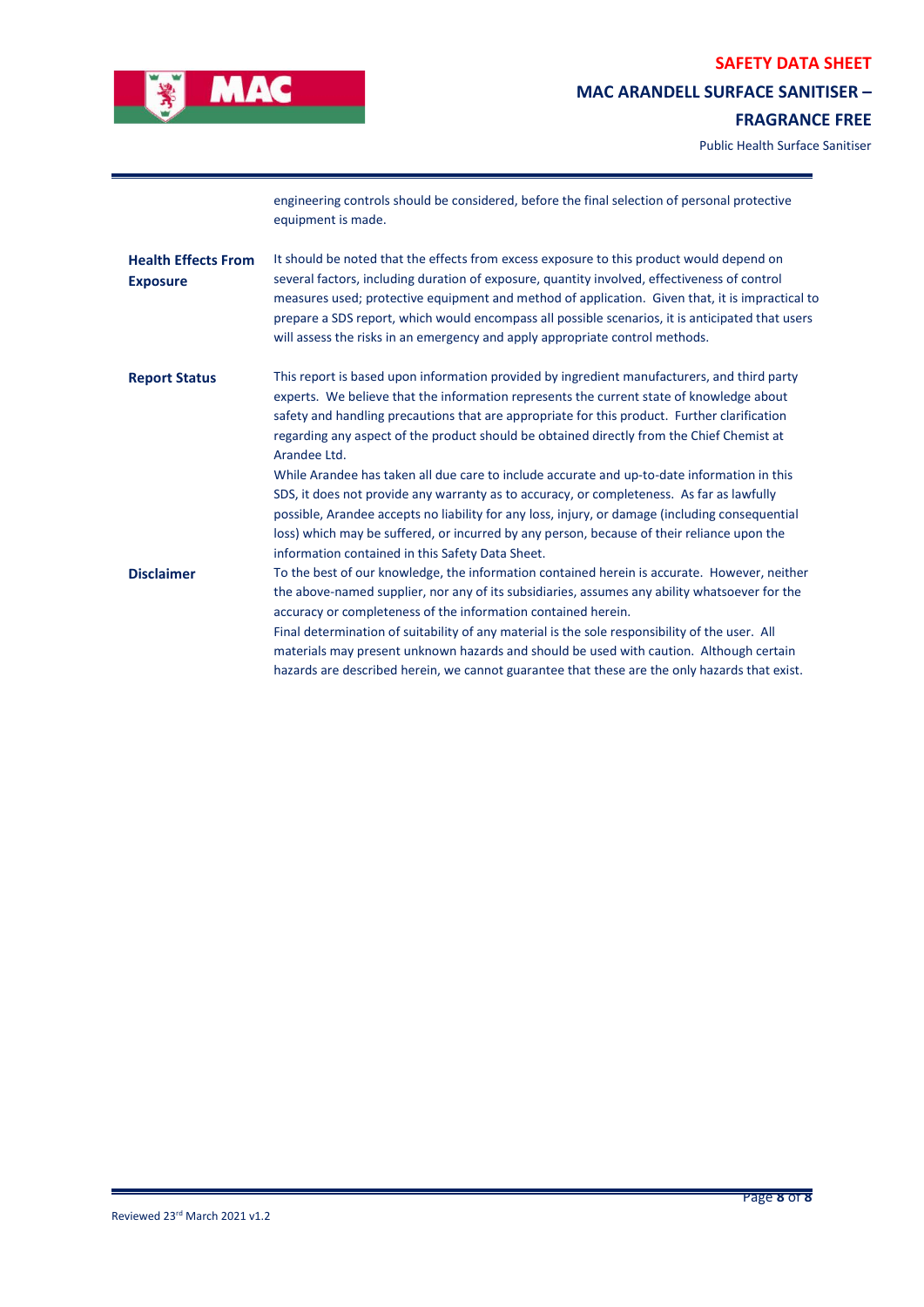engineering controls should be considered, before the final selection of personal protective equipment is made.

**Health Effects From Exposure**

It should be noted that the effects from excess exposure to this product would depend on several factors, including duration of exposure, quantity involved, effectiveness of control measures used; protective equipment and method of application. Given that, it is impractical to prepare a SDS report, which would encompass all possible scenarios, it is anticipated that users will assess the risks in an emergency and apply appropriate control methods.

**Report Status**

This report is based upon information provided by ingredient manufacturers, and third party experts. We believe that the information represents the current state of knowledge about safety and handling precautions that are appropriate for this product. Further clarification regarding any aspect of the product should be obtained directly from the Chief Chemist at Arandee Ltd.

While Arandee has taken all due care to include accurate and up-to-date information in this SDS, it does not provide any warranty as to accuracy, or completeness. As far as lawfully possible, Arandee accepts no liability for any loss, injury, or damage (including consequential loss) which may be suffered, or incurred by any person, because of their reliance upon the information contained in this Safety Data Sheet.

**Disclaimer**

To the best of our knowledge, the information contained herein is accurate. However, neither the above-named supplier, nor any of its subsidiaries, assumes any ability whatsoever for the accuracy or completeness of the information contained herein.

Final determination of suitability of any material is the sole responsibility of the user. All materials may present unknown hazards and should be used with caution. Although certain hazards are described herein, we cannot guarantee that these are the only hazards that exist.